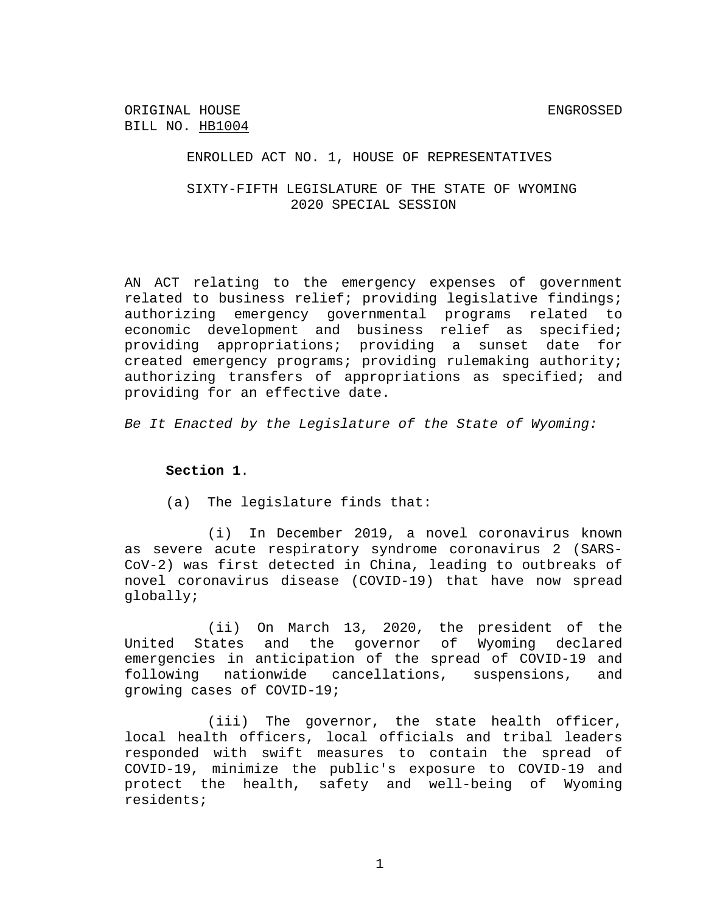ORIGINAL HOUSE BILL NO. HB1004 — ENGROSSED

ENROLLED ACT NO. 1, HOUSE OF REPRESENTATIVES

SIXTY-FIFTH LEGISLATURE OF THE STATE OF WYOMING
2020 SPECIAL SESSION

AN ACT relating to the emergency expenses of government related to business relief; providing legislative findings; authorizing emergency governmental programs related to economic development and business relief as specified; providing appropriations; providing a sunset date for created emergency programs; providing rulemaking authority; authorizing transfers of appropriations as specified; and providing for an effective date.

*Be It Enacted by the Legislature of the State of Wyoming:*

**Section 1**.

(a) The legislature finds that:

(i) In December 2019, a novel coronavirus known as severe acute respiratory syndrome coronavirus 2 (SARS-CoV-2) was first detected in China, leading to outbreaks of novel coronavirus disease (COVID-19) that have now spread globally;

(ii) On March 13, 2020, the president of the United States and the governor of Wyoming declared emergencies in anticipation of the spread of COVID-19 and following nationwide cancellations, suspensions, and growing cases of COVID-19;

(iii) The governor, the state health officer, local health officers, local officials and tribal leaders responded with swift measures to contain the spread of COVID-19, minimize the public's exposure to COVID-19 and protect the health, safety and well-being of Wyoming residents;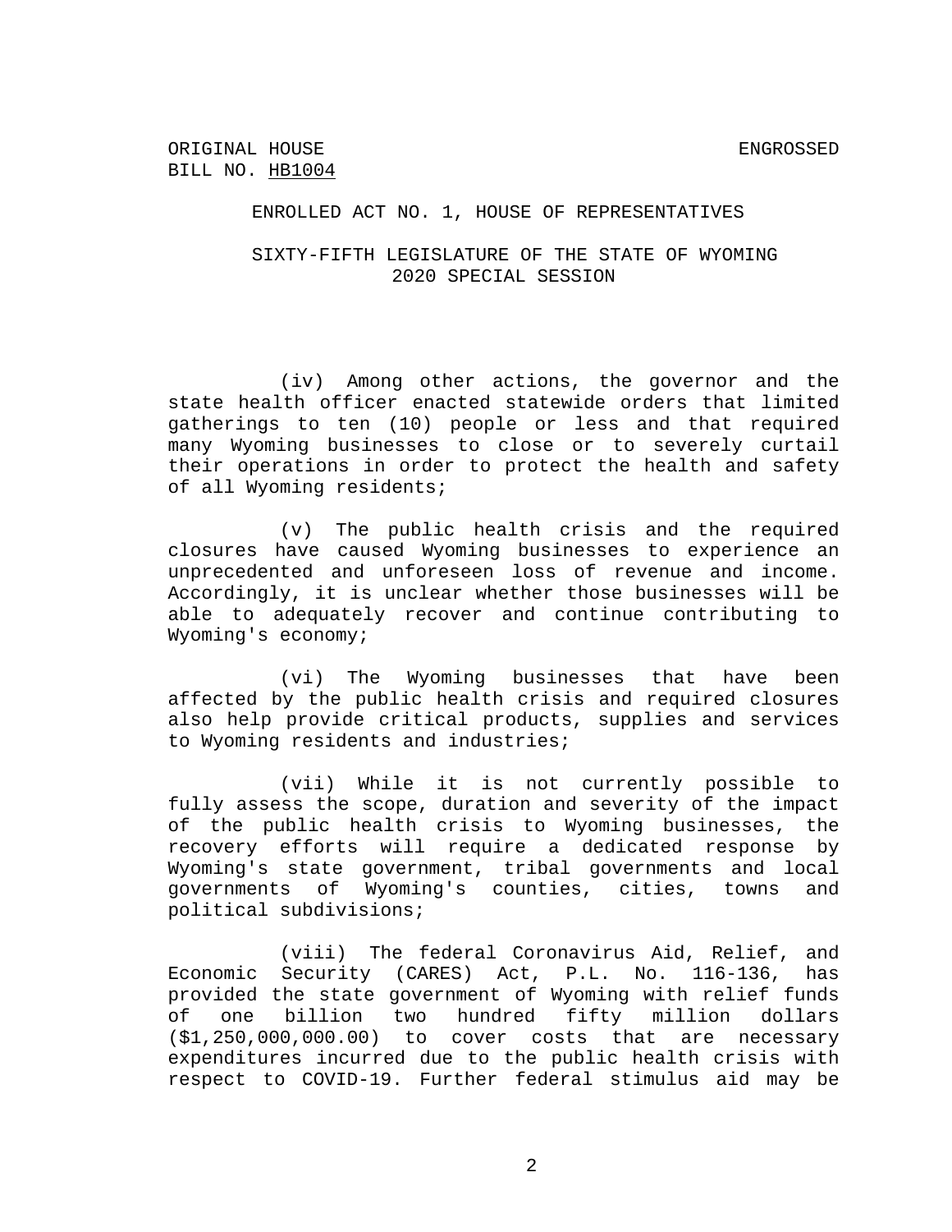ORIGINAL HOUSE
BILL NO. HB1004

ENGROSSED

ENROLLED ACT NO. 1, HOUSE OF REPRESENTATIVES

SIXTY-FIFTH LEGISLATURE OF THE STATE OF WYOMING
2020 SPECIAL SESSION

(iv) Among other actions, the governor and the state health officer enacted statewide orders that limited gatherings to ten (10) people or less and that required many Wyoming businesses to close or to severely curtail their operations in order to protect the health and safety of all Wyoming residents;

(v) The public health crisis and the required closures have caused Wyoming businesses to experience an unprecedented and unforeseen loss of revenue and income. Accordingly, it is unclear whether those businesses will be able to adequately recover and continue contributing to Wyoming's economy;

(vi) The Wyoming businesses that have been affected by the public health crisis and required closures also help provide critical products, supplies and services to Wyoming residents and industries;

(vii) While it is not currently possible to fully assess the scope, duration and severity of the impact of the public health crisis to Wyoming businesses, the recovery efforts will require a dedicated response by Wyoming's state government, tribal governments and local governments of Wyoming's counties, cities, towns and political subdivisions;

(viii) The federal Coronavirus Aid, Relief, and Economic Security (CARES) Act, P.L. No. 116-136, has provided the state government of Wyoming with relief funds of one billion two hundred fifty million dollars ($1,250,000,000.00) to cover costs that are necessary expenditures incurred due to the public health crisis with respect to COVID-19. Further federal stimulus aid may be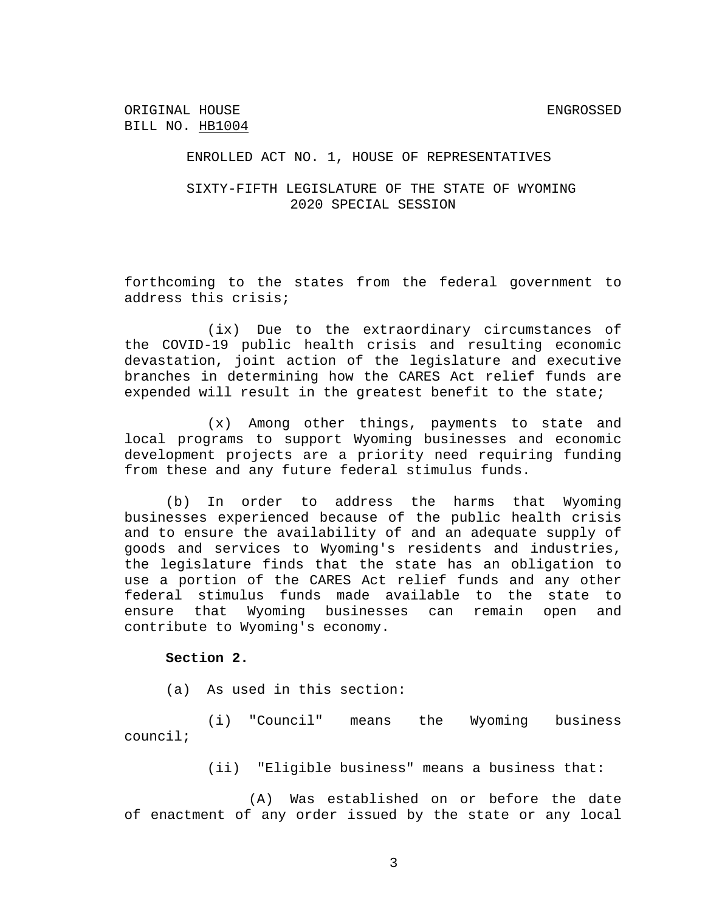forthcoming to the states from the federal government to address this crisis;

(ix) Due to the extraordinary circumstances of the COVID-19 public health crisis and resulting economic devastation, joint action of the legislature and executive branches in determining how the CARES Act relief funds are expended will result in the greatest benefit to the state;

(x) Among other things, payments to state and local programs to support Wyoming businesses and economic development projects are a priority need requiring funding from these and any future federal stimulus funds.

(b) In order to address the harms that Wyoming businesses experienced because of the public health crisis and to ensure the availability of and an adequate supply of goods and services to Wyoming's residents and industries, the legislature finds that the state has an obligation to use a portion of the CARES Act relief funds and any other federal stimulus funds made available to the state to ensure that Wyoming businesses can remain open and contribute to Wyoming's economy.

**Section 2.**

(a) As used in this section:

(i) "Council" means the Wyoming business council;

(ii) "Eligible business" means a business that:

(A) Was established on or before the date of enactment of any order issued by the state or any local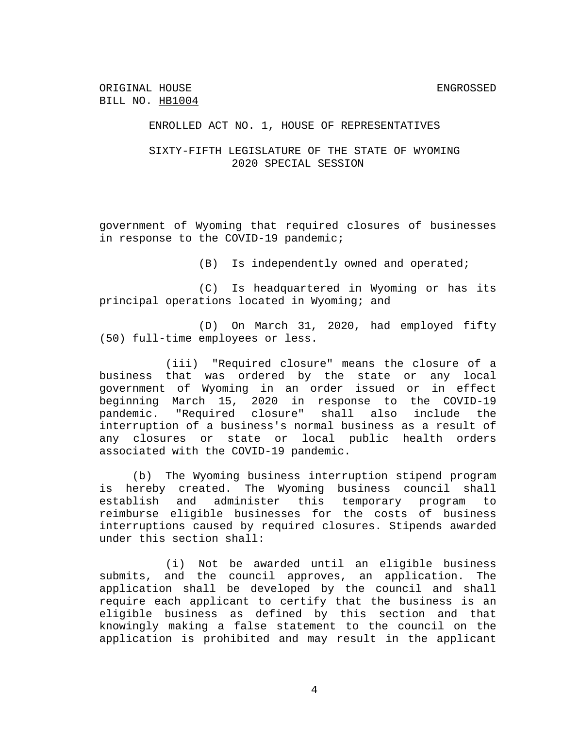government of Wyoming that required closures of businesses in response to the COVID-19 pandemic;

(B) Is independently owned and operated;

(C) Is headquartered in Wyoming or has its principal operations located in Wyoming; and

(D) On March 31, 2020, had employed fifty (50) full-time employees or less.

(iii) "Required closure" means the closure of a business that was ordered by the state or any local government of Wyoming in an order issued or in effect beginning March 15, 2020 in response to the COVID-19 pandemic. "Required closure" shall also include the interruption of a business's normal business as a result of any closures or state or local public health orders associated with the COVID-19 pandemic.

(b) The Wyoming business interruption stipend program is hereby created. The Wyoming business council shall establish and administer this temporary program to reimburse eligible businesses for the costs of business interruptions caused by required closures. Stipends awarded under this section shall:

(i) Not be awarded until an eligible business submits, and the council approves, an application. The application shall be developed by the council and shall require each applicant to certify that the business is an eligible business as defined by this section and that knowingly making a false statement to the council on the application is prohibited and may result in the applicant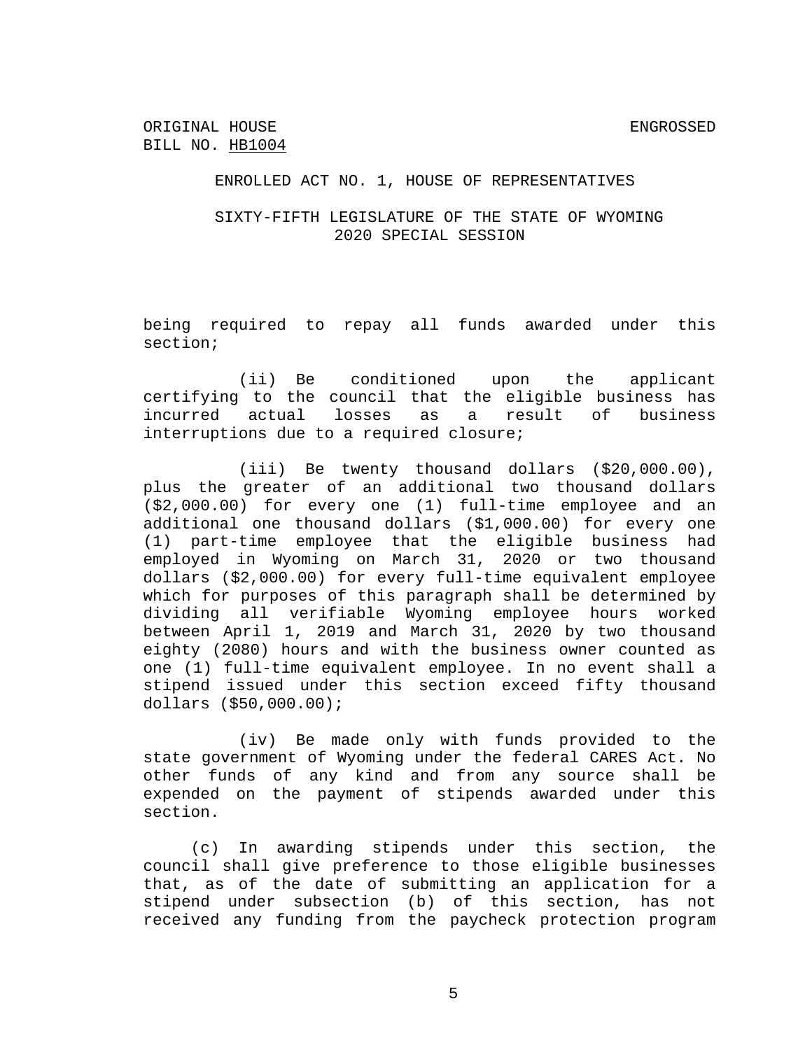being required to repay all funds awarded under this section;

(ii) Be conditioned upon the applicant certifying to the council that the eligible business has incurred actual losses as a result of business interruptions due to a required closure;

(iii) Be twenty thousand dollars ($20,000.00), plus the greater of an additional two thousand dollars ($2,000.00) for every one (1) full-time employee and an additional one thousand dollars ($1,000.00) for every one (1) part-time employee that the eligible business had employed in Wyoming on March 31, 2020 or two thousand dollars ($2,000.00) for every full-time equivalent employee which for purposes of this paragraph shall be determined by dividing all verifiable Wyoming employee hours worked between April 1, 2019 and March 31, 2020 by two thousand eighty (2080) hours and with the business owner counted as one (1) full-time equivalent employee. In no event shall a stipend issued under this section exceed fifty thousand dollars ($50,000.00);

(iv) Be made only with funds provided to the state government of Wyoming under the federal CARES Act. No other funds of any kind and from any source shall be expended on the payment of stipends awarded under this section.

(c) In awarding stipends under this section, the council shall give preference to those eligible businesses that, as of the date of submitting an application for a stipend under subsection (b) of this section, has not received any funding from the paycheck protection program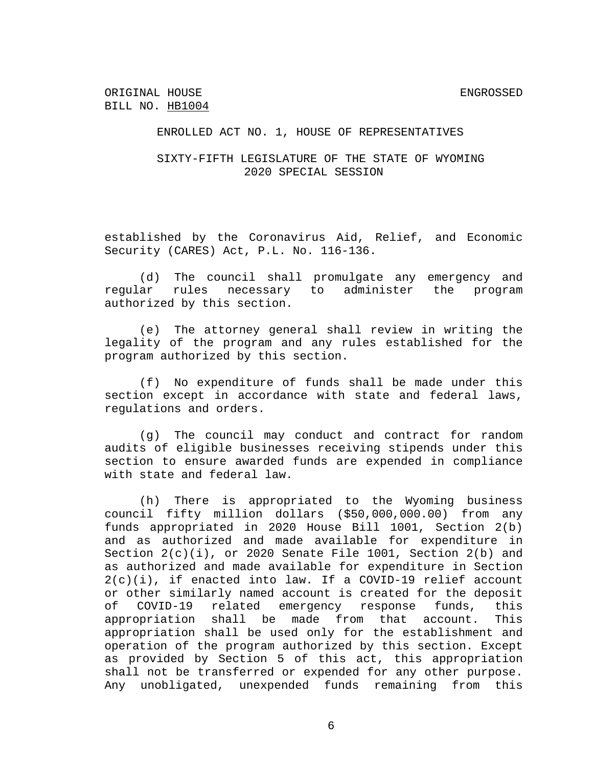established by the Coronavirus Aid, Relief, and Economic Security (CARES) Act, P.L. No. 116-136.

(d) The council shall promulgate any emergency and regular rules necessary to administer the program authorized by this section.

(e) The attorney general shall review in writing the legality of the program and any rules established for the program authorized by this section.

(f) No expenditure of funds shall be made under this section except in accordance with state and federal laws, regulations and orders.

(g) The council may conduct and contract for random audits of eligible businesses receiving stipends under this section to ensure awarded funds are expended in compliance with state and federal law.

(h) There is appropriated to the Wyoming business council fifty million dollars ($50,000,000.00) from any funds appropriated in 2020 House Bill 1001, Section 2(b) and as authorized and made available for expenditure in Section 2(c)(i), or 2020 Senate File 1001, Section 2(b) and as authorized and made available for expenditure in Section 2(c)(i), if enacted into law. If a COVID-19 relief account or other similarly named account is created for the deposit of COVID-19 related emergency response funds, this appropriation shall be made from that account. This appropriation shall be used only for the establishment and operation of the program authorized by this section. Except as provided by Section 5 of this act, this appropriation shall not be transferred or expended for any other purpose. Any unobligated, unexpended funds remaining from this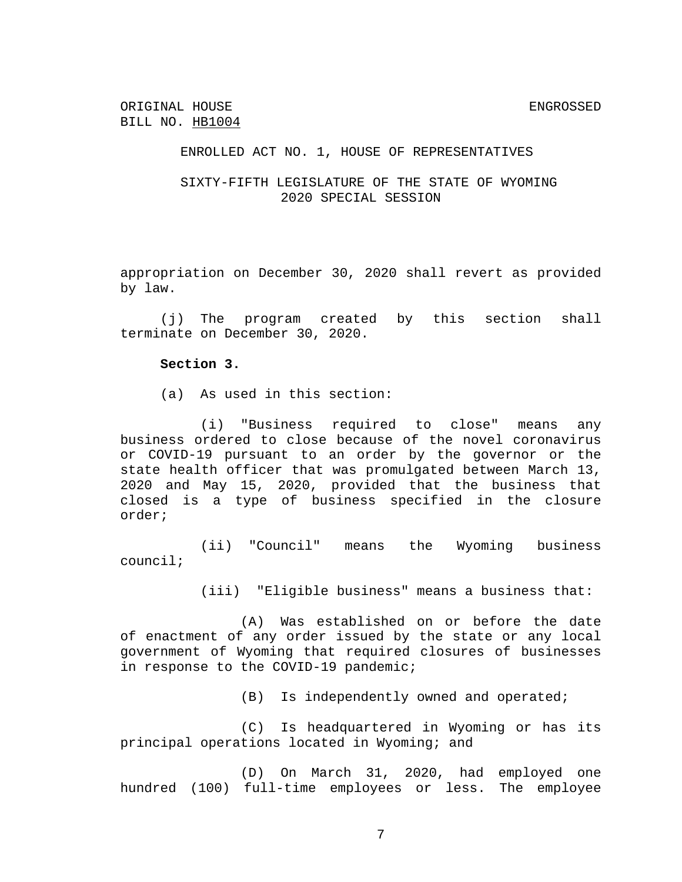ORIGINAL HOUSE BILL NO. HB1004 — ENGROSSED

ENROLLED ACT NO. 1, HOUSE OF REPRESENTATIVES

SIXTY-FIFTH LEGISLATURE OF THE STATE OF WYOMING
2020 SPECIAL SESSION

appropriation on December 30, 2020 shall revert as provided by law.

(j) The program created by this section shall terminate on December 30, 2020.

**Section 3.**

(a) As used in this section:

(i) "Business required to close" means any business ordered to close because of the novel coronavirus or COVID-19 pursuant to an order by the governor or the state health officer that was promulgated between March 13, 2020 and May 15, 2020, provided that the business that closed is a type of business specified in the closure order;

(ii) "Council" means the Wyoming business council;

(iii) "Eligible business" means a business that:

(A) Was established on or before the date of enactment of any order issued by the state or any local government of Wyoming that required closures of businesses in response to the COVID-19 pandemic;

(B) Is independently owned and operated;

(C) Is headquartered in Wyoming or has its principal operations located in Wyoming; and

(D) On March 31, 2020, had employed one hundred (100) full-time employees or less. The employee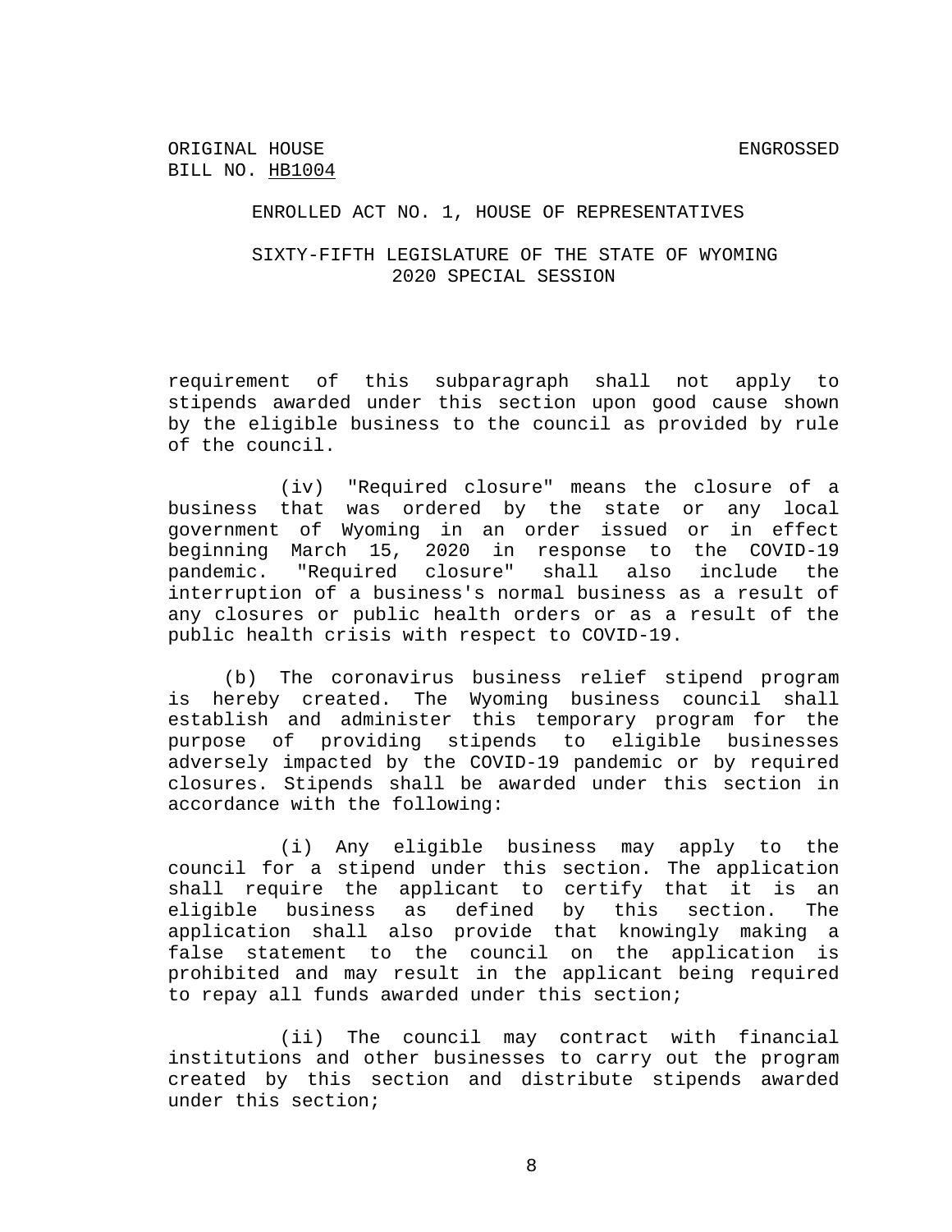requirement of this subparagraph shall not apply to stipends awarded under this section upon good cause shown by the eligible business to the council as provided by rule of the council.

(iv) "Required closure" means the closure of a business that was ordered by the state or any local government of Wyoming in an order issued or in effect beginning March 15, 2020 in response to the COVID-19 pandemic. "Required closure" shall also include the interruption of a business's normal business as a result of any closures or public health orders or as a result of the public health crisis with respect to COVID-19.

(b) The coronavirus business relief stipend program is hereby created. The Wyoming business council shall establish and administer this temporary program for the purpose of providing stipends to eligible businesses adversely impacted by the COVID-19 pandemic or by required closures. Stipends shall be awarded under this section in accordance with the following:

(i) Any eligible business may apply to the council for a stipend under this section. The application shall require the applicant to certify that it is an eligible business as defined by this section. The application shall also provide that knowingly making a false statement to the council on the application is prohibited and may result in the applicant being required to repay all funds awarded under this section;

(ii) The council may contract with financial institutions and other businesses to carry out the program created by this section and distribute stipends awarded under this section;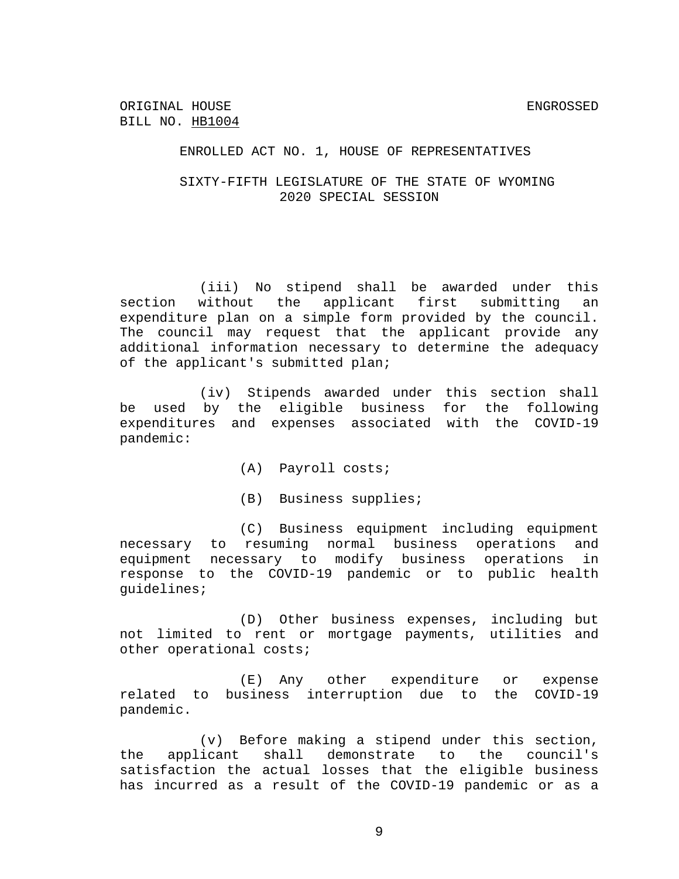ORIGINAL HOUSE BILL NO. HB1004 ENGROSSED

ENROLLED ACT NO. 1, HOUSE OF REPRESENTATIVES

SIXTY-FIFTH LEGISLATURE OF THE STATE OF WYOMING
2020 SPECIAL SESSION

(iii) No stipend shall be awarded under this section without the applicant first submitting an expenditure plan on a simple form provided by the council. The council may request that the applicant provide any additional information necessary to determine the adequacy of the applicant's submitted plan;

(iv) Stipends awarded under this section shall be used by the eligible business for the following expenditures and expenses associated with the COVID-19 pandemic:

(A) Payroll costs;

(B) Business supplies;

(C) Business equipment including equipment necessary to resuming normal business operations and equipment necessary to modify business operations in response to the COVID-19 pandemic or to public health guidelines;

(D) Other business expenses, including but not limited to rent or mortgage payments, utilities and other operational costs;

(E) Any other expenditure or expense related to business interruption due to the COVID-19 pandemic.

(v) Before making a stipend under this section, the applicant shall demonstrate to the council's satisfaction the actual losses that the eligible business has incurred as a result of the COVID-19 pandemic or as a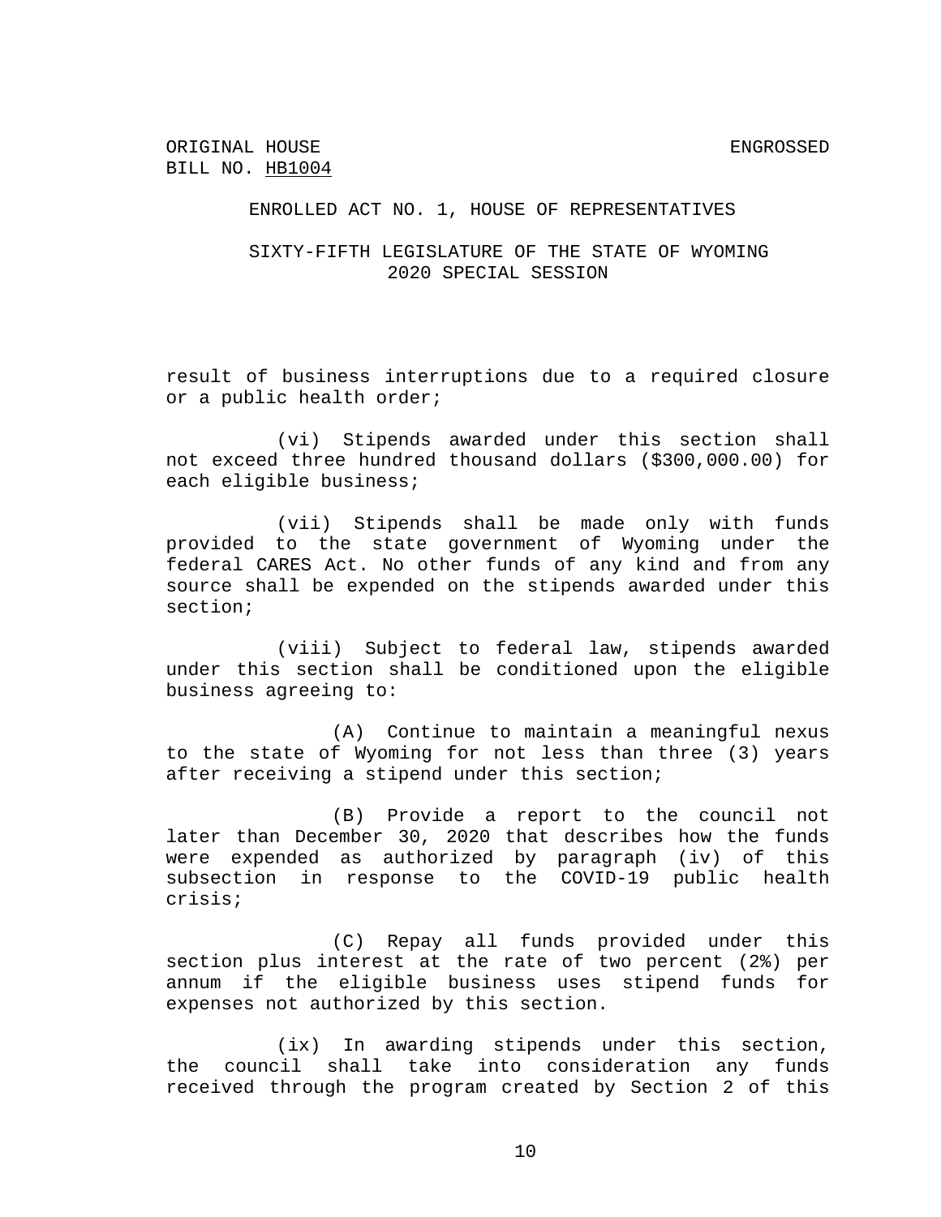result of business interruptions due to a required closure or a public health order;

(vi) Stipends awarded under this section shall not exceed three hundred thousand dollars ($300,000.00) for each eligible business;

(vii) Stipends shall be made only with funds provided to the state government of Wyoming under the federal CARES Act. No other funds of any kind and from any source shall be expended on the stipends awarded under this section;

(viii) Subject to federal law, stipends awarded under this section shall be conditioned upon the eligible business agreeing to:

(A) Continue to maintain a meaningful nexus to the state of Wyoming for not less than three (3) years after receiving a stipend under this section;

(B) Provide a report to the council not later than December 30, 2020 that describes how the funds were expended as authorized by paragraph (iv) of this subsection in response to the COVID-19 public health crisis;

(C) Repay all funds provided under this section plus interest at the rate of two percent (2%) per annum if the eligible business uses stipend funds for expenses not authorized by this section.

(ix) In awarding stipends under this section, the council shall take into consideration any funds received through the program created by Section 2 of this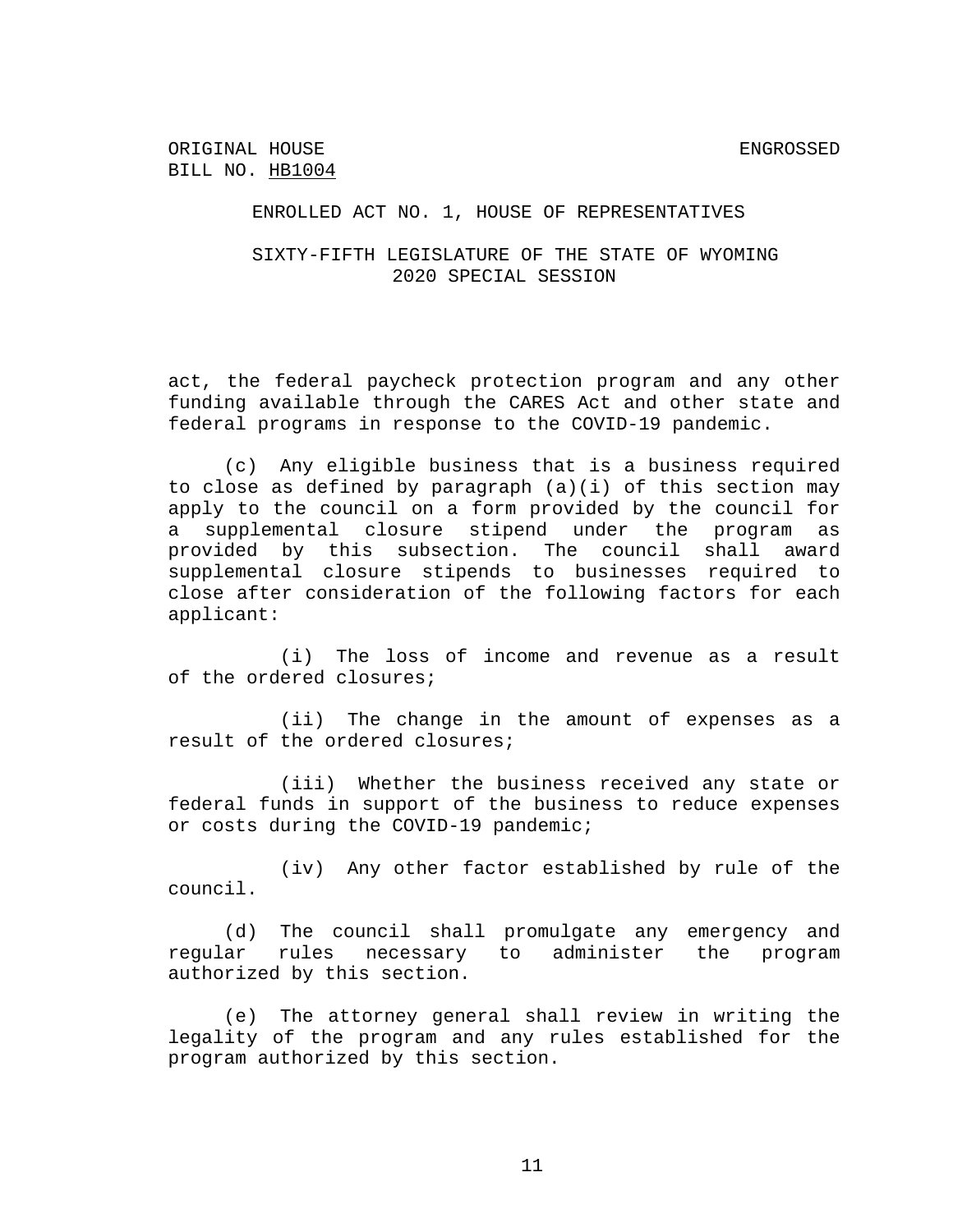act, the federal paycheck protection program and any other funding available through the CARES Act and other state and federal programs in response to the COVID-19 pandemic.

(c) Any eligible business that is a business required to close as defined by paragraph (a)(i) of this section may apply to the council on a form provided by the council for a supplemental closure stipend under the program as provided by this subsection. The council shall award supplemental closure stipends to businesses required to close after consideration of the following factors for each applicant:

(i) The loss of income and revenue as a result of the ordered closures;

(ii) The change in the amount of expenses as a result of the ordered closures;

(iii) Whether the business received any state or federal funds in support of the business to reduce expenses or costs during the COVID-19 pandemic;

(iv) Any other factor established by rule of the council.

(d) The council shall promulgate any emergency and regular rules necessary to administer the program authorized by this section.

(e) The attorney general shall review in writing the legality of the program and any rules established for the program authorized by this section.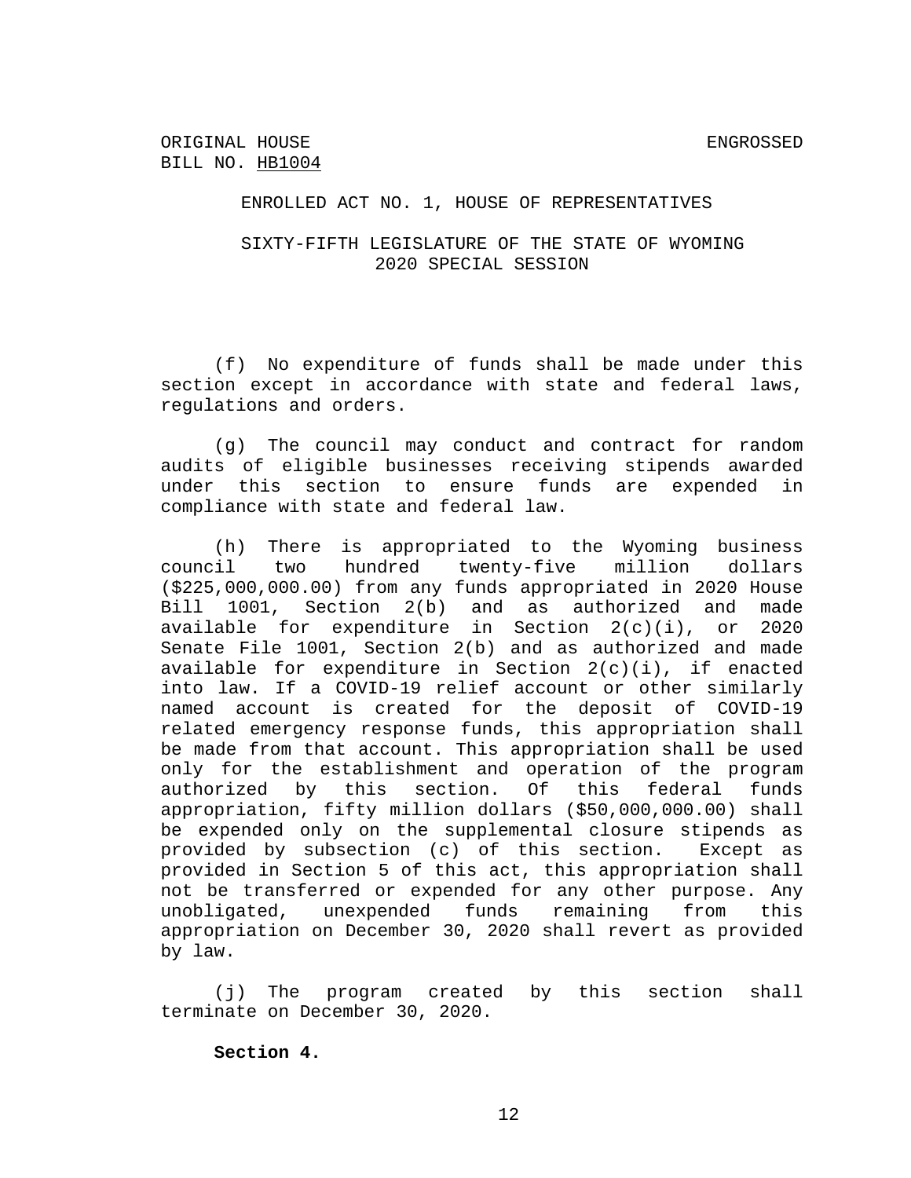(f) No expenditure of funds shall be made under this section except in accordance with state and federal laws, regulations and orders.

(g) The council may conduct and contract for random audits of eligible businesses receiving stipends awarded under this section to ensure funds are expended in compliance with state and federal law.

(h) There is appropriated to the Wyoming business council two hundred twenty-five million dollars ($225,000,000.00) from any funds appropriated in 2020 House Bill 1001, Section 2(b) and as authorized and made available for expenditure in Section 2(c)(i), or 2020 Senate File 1001, Section 2(b) and as authorized and made available for expenditure in Section 2(c)(i), if enacted into law. If a COVID-19 relief account or other similarly named account is created for the deposit of COVID-19 related emergency response funds, this appropriation shall be made from that account. This appropriation shall be used only for the establishment and operation of the program authorized by this section. Of this federal funds appropriation, fifty million dollars ($50,000,000.00) shall be expended only on the supplemental closure stipends as provided by subsection (c) of this section. Except as provided in Section 5 of this act, this appropriation shall not be transferred or expended for any other purpose. Any unobligated, unexpended funds remaining from this appropriation on December 30, 2020 shall revert as provided by law.

(j) The program created by this section shall terminate on December 30, 2020.

**Section 4.**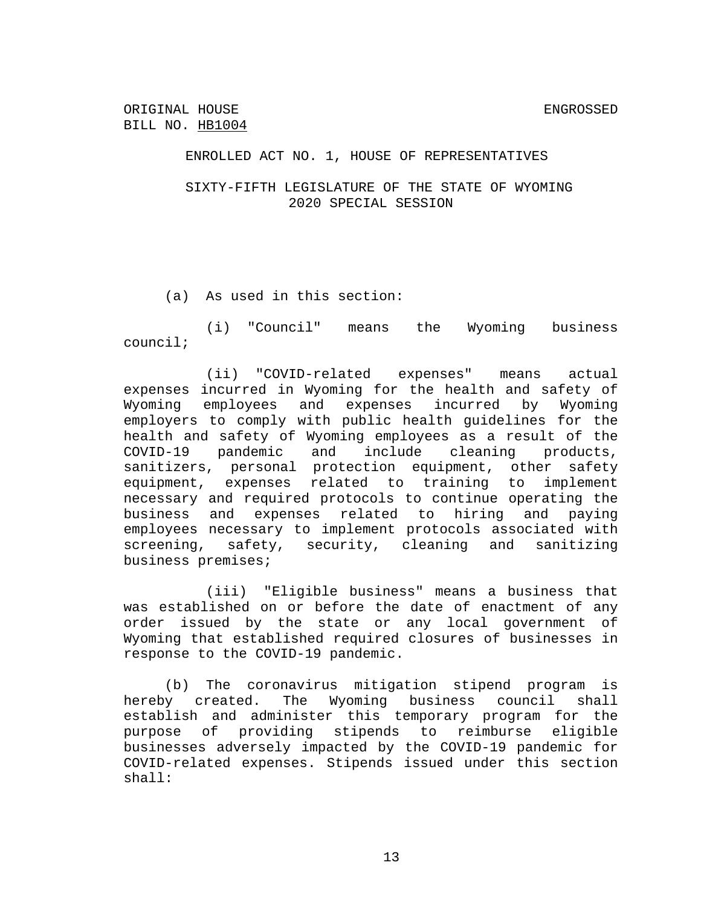ORIGINAL HOUSE BILL NO. HB1004 ENGROSSED

ENROLLED ACT NO. 1, HOUSE OF REPRESENTATIVES

SIXTY-FIFTH LEGISLATURE OF THE STATE OF WYOMING
2020 SPECIAL SESSION

(a) As used in this section:

(i) "Council" means the Wyoming business council;

(ii) "COVID-related expenses" means actual expenses incurred in Wyoming for the health and safety of Wyoming employees and expenses incurred by Wyoming employers to comply with public health guidelines for the health and safety of Wyoming employees as a result of the COVID-19 pandemic and include cleaning products, sanitizers, personal protection equipment, other safety equipment, expenses related to training to implement necessary and required protocols to continue operating the business and expenses related to hiring and paying employees necessary to implement protocols associated with screening, safety, security, cleaning and sanitizing business premises;

(iii) "Eligible business" means a business that was established on or before the date of enactment of any order issued by the state or any local government of Wyoming that established required closures of businesses in response to the COVID-19 pandemic.

(b) The coronavirus mitigation stipend program is hereby created. The Wyoming business council shall establish and administer this temporary program for the purpose of providing stipends to reimburse eligible businesses adversely impacted by the COVID-19 pandemic for COVID-related expenses. Stipends issued under this section shall: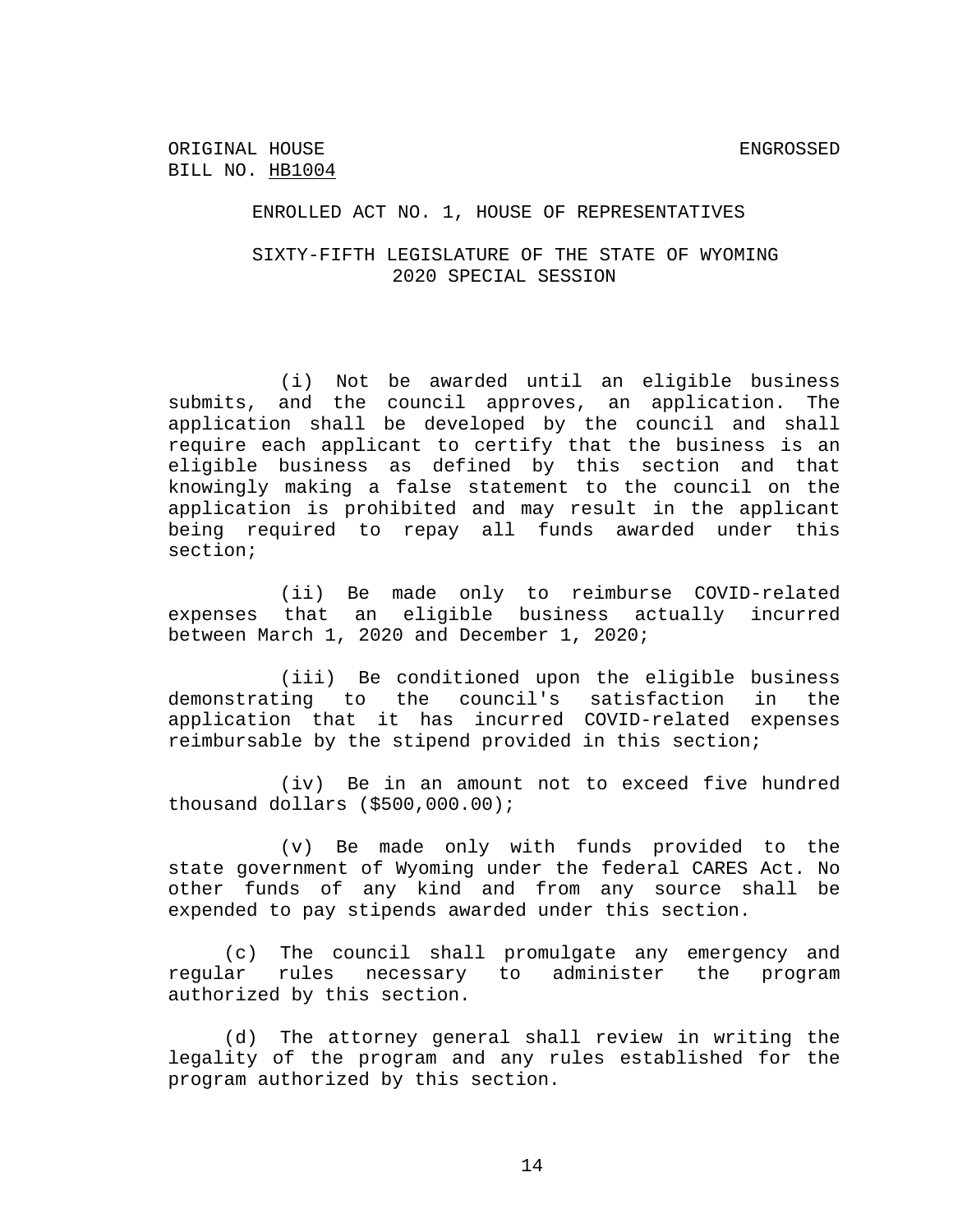(i) Not be awarded until an eligible business submits, and the council approves, an application. The application shall be developed by the council and shall require each applicant to certify that the business is an eligible business as defined by this section and that knowingly making a false statement to the council on the application is prohibited and may result in the applicant being required to repay all funds awarded under this section;

(ii) Be made only to reimburse COVID-related expenses that an eligible business actually incurred between March 1, 2020 and December 1, 2020;

(iii) Be conditioned upon the eligible business demonstrating to the council's satisfaction in the application that it has incurred COVID-related expenses reimbursable by the stipend provided in this section;

(iv) Be in an amount not to exceed five hundred thousand dollars ($500,000.00);

(v) Be made only with funds provided to the state government of Wyoming under the federal CARES Act. No other funds of any kind and from any source shall be expended to pay stipends awarded under this section.

(c) The council shall promulgate any emergency and regular rules necessary to administer the program authorized by this section.

(d) The attorney general shall review in writing the legality of the program and any rules established for the program authorized by this section.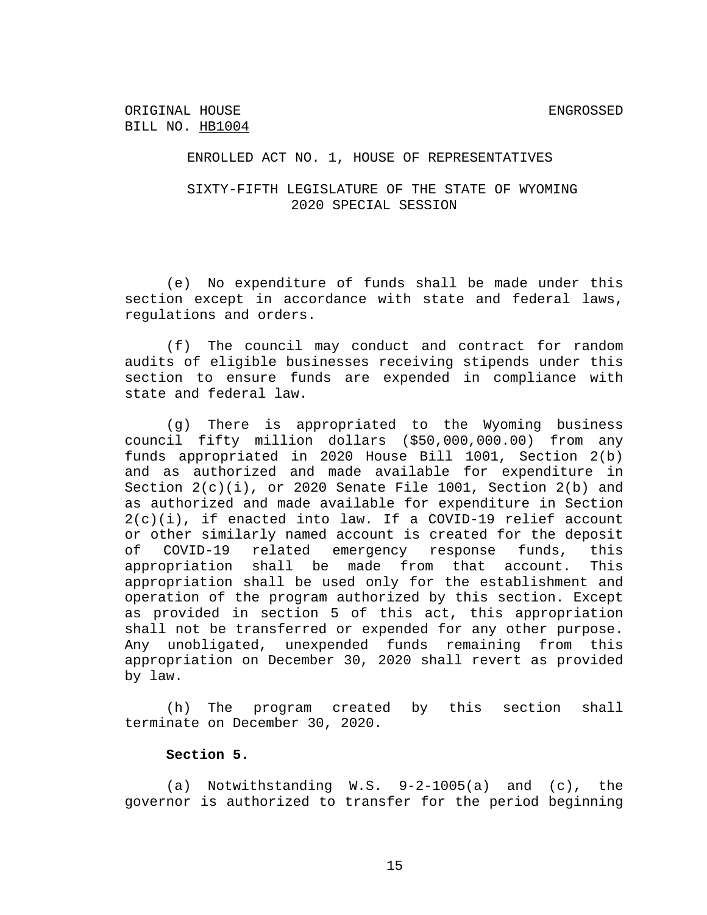(e) No expenditure of funds shall be made under this section except in accordance with state and federal laws, regulations and orders.

(f) The council may conduct and contract for random audits of eligible businesses receiving stipends under this section to ensure funds are expended in compliance with state and federal law.

(g) There is appropriated to the Wyoming business council fifty million dollars ($50,000,000.00) from any funds appropriated in 2020 House Bill 1001, Section 2(b) and as authorized and made available for expenditure in Section 2(c)(i), or 2020 Senate File 1001, Section 2(b) and as authorized and made available for expenditure in Section 2(c)(i), if enacted into law. If a COVID-19 relief account or other similarly named account is created for the deposit of COVID-19 related emergency response funds, this appropriation shall be made from that account. This appropriation shall be used only for the establishment and operation of the program authorized by this section. Except as provided in section 5 of this act, this appropriation shall not be transferred or expended for any other purpose. Any unobligated, unexpended funds remaining from this appropriation on December 30, 2020 shall revert as provided by law.

(h) The program created by this section shall terminate on December 30, 2020.

**Section 5.**

(a) Notwithstanding W.S. 9-2-1005(a) and (c), the governor is authorized to transfer for the period beginning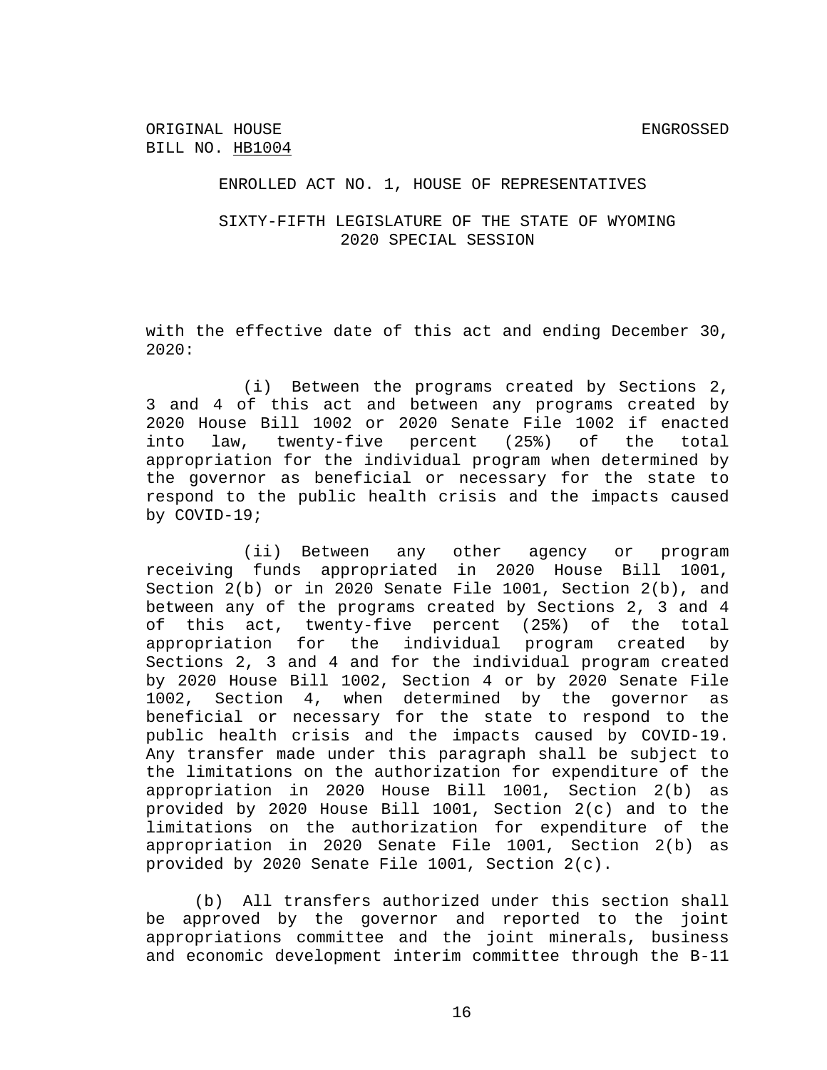ORIGINAL HOUSE BILL NO. HB1004

ENGROSSED

ENROLLED ACT NO. 1, HOUSE OF REPRESENTATIVES

SIXTY-FIFTH LEGISLATURE OF THE STATE OF WYOMING
2020 SPECIAL SESSION

with the effective date of this act and ending December 30, 2020:

(i) Between the programs created by Sections 2, 3 and 4 of this act and between any programs created by 2020 House Bill 1002 or 2020 Senate File 1002 if enacted into law, twenty-five percent (25%) of the total appropriation for the individual program when determined by the governor as beneficial or necessary for the state to respond to the public health crisis and the impacts caused by COVID-19;

(ii) Between any other agency or program receiving funds appropriated in 2020 House Bill 1001, Section 2(b) or in 2020 Senate File 1001, Section 2(b), and between any of the programs created by Sections 2, 3 and 4 of this act, twenty-five percent (25%) of the total appropriation for the individual program created by Sections 2, 3 and 4 and for the individual program created by 2020 House Bill 1002, Section 4 or by 2020 Senate File 1002, Section 4, when determined by the governor as beneficial or necessary for the state to respond to the public health crisis and the impacts caused by COVID-19. Any transfer made under this paragraph shall be subject to the limitations on the authorization for expenditure of the appropriation in 2020 House Bill 1001, Section 2(b) as provided by 2020 House Bill 1001, Section 2(c) and to the limitations on the authorization for expenditure of the appropriation in 2020 Senate File 1001, Section 2(b) as provided by 2020 Senate File 1001, Section 2(c).

(b) All transfers authorized under this section shall be approved by the governor and reported to the joint appropriations committee and the joint minerals, business and economic development interim committee through the B-11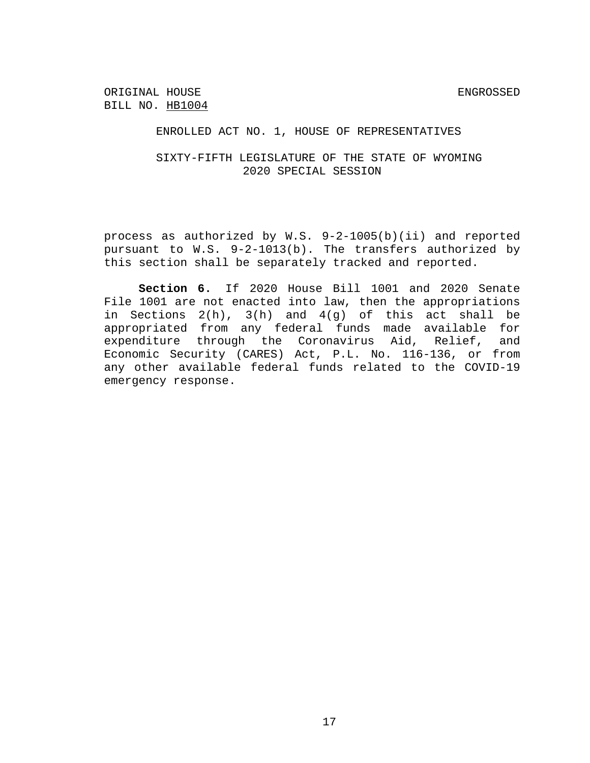process as authorized by W.S. 9-2-1005(b)(ii) and reported pursuant to W.S. 9-2-1013(b). The transfers authorized by this section shall be separately tracked and reported.

**Section 6.** If 2020 House Bill 1001 and 2020 Senate File 1001 are not enacted into law, then the appropriations in Sections 2(h), 3(h) and 4(g) of this act shall be appropriated from any federal funds made available for expenditure through the Coronavirus Aid, Relief, and Economic Security (CARES) Act, P.L. No. 116-136, or from any other available federal funds related to the COVID-19 emergency response.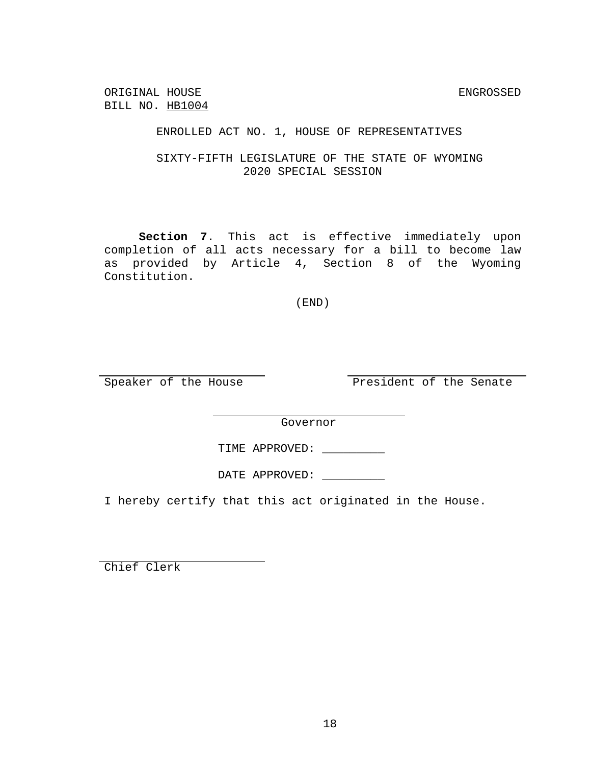ORIGINAL HOUSE
BILL NO. HB1004

ENGROSSED

ENROLLED ACT NO. 1, HOUSE OF REPRESENTATIVES

SIXTY-FIFTH LEGISLATURE OF THE STATE OF WYOMING
2020 SPECIAL SESSION

**Section 7**. This act is effective immediately upon completion of all acts necessary for a bill to become law as provided by Article 4, Section 8 of the Wyoming Constitution.

(END)

Speaker of the House

President of the Senate

Governor

TIME APPROVED: _________

DATE APPROVED: _________

I hereby certify that this act originated in the House.

Chief Clerk